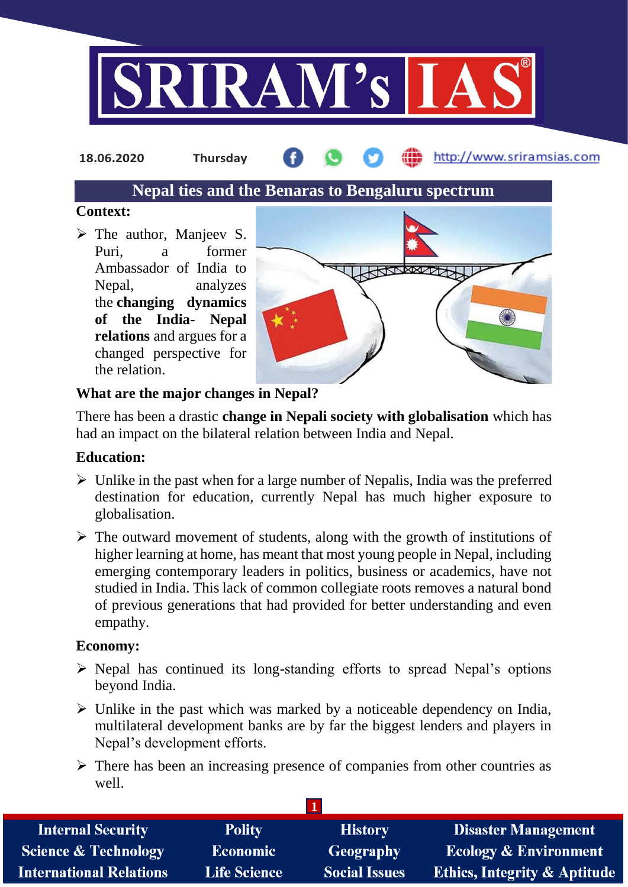18.06.2020 Thursday http://www.sriramsias.com

# Nepal ties and the Benaras to Bengaluru spectrum

**Context:**

- The author, Manjeev S. Puri, a former Ambassador of India to Nepal, analyzes the **changing dynamics of the India- Nepal relations** and argues for a changed perspective for the relation.

**What are the major changes in Nepal?**

There has been a drastic **change in Nepali society with globalisation** which has had an impact on the bilateral relation between India and Nepal.

**Education:**

- Unlike in the past when for a large number of Nepalis, India was the preferred destination for education, currently Nepal has much higher exposure to globalisation.
- The outward movement of students, along with the growth of institutions of higher learning at home, has meant that most young people in Nepal, including emerging contemporary leaders in politics, business or academics, have not studied in India. This lack of common collegiate roots removes a natural bond of previous generations that had provided for better understanding and even empathy.

**Economy:**

- Nepal has continued its long-standing efforts to spread Nepal's options beyond India.
- Unlike in the past which was marked by a noticeable dependency on India, multilateral development banks are by far the biggest lenders and players in Nepal's development efforts.
- There has been an increasing presence of companies from other countries as well.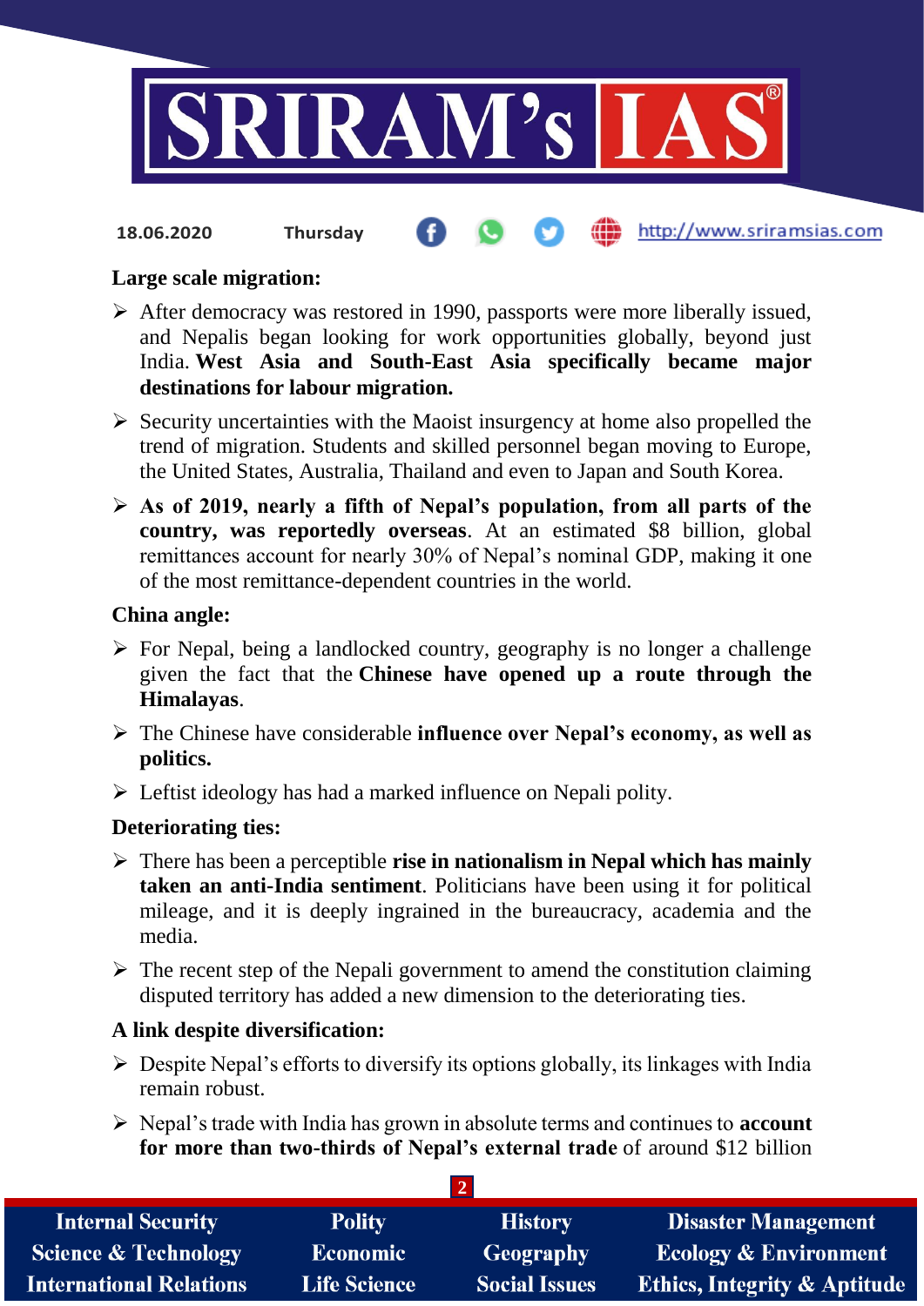**Large scale migration:**

- After democracy was restored in 1990, passports were more liberally issued, and Nepalis began looking for work opportunities globally, beyond just India. **West Asia and South-East Asia specifically became major destinations for labour migration.**
- Security uncertainties with the Maoist insurgency at home also propelled the trend of migration. Students and skilled personnel began moving to Europe, the United States, Australia, Thailand and even to Japan and South Korea.
- **As of 2019, nearly a fifth of Nepal's population, from all parts of the country, was reportedly overseas**. At an estimated $8 billion, global remittances account for nearly 30% of Nepal's nominal GDP, making it one of the most remittance-dependent countries in the world.

**China angle:**

- For Nepal, being a landlocked country, geography is no longer a challenge given the fact that the **Chinese have opened up a route through the Himalayas**.
- The Chinese have considerable **influence over Nepal's economy, as well as politics.**
- Leftist ideology has had a marked influence on Nepali polity.

**Deteriorating ties:**

- There has been a perceptible **rise in nationalism in Nepal which has mainly taken an anti-India sentiment**. Politicians have been using it for political mileage, and it is deeply ingrained in the bureaucracy, academia and the media.
- The recent step of the Nepali government to amend the constitution claiming disputed territory has added a new dimension to the deteriorating ties.

**A link despite diversification:**

- Despite Nepal's efforts to diversify its options globally, its linkages with India remain robust.
- Nepal's trade with India has grown in absolute terms and continues to **account for more than two-thirds of Nepal's external trade** of around $12 billion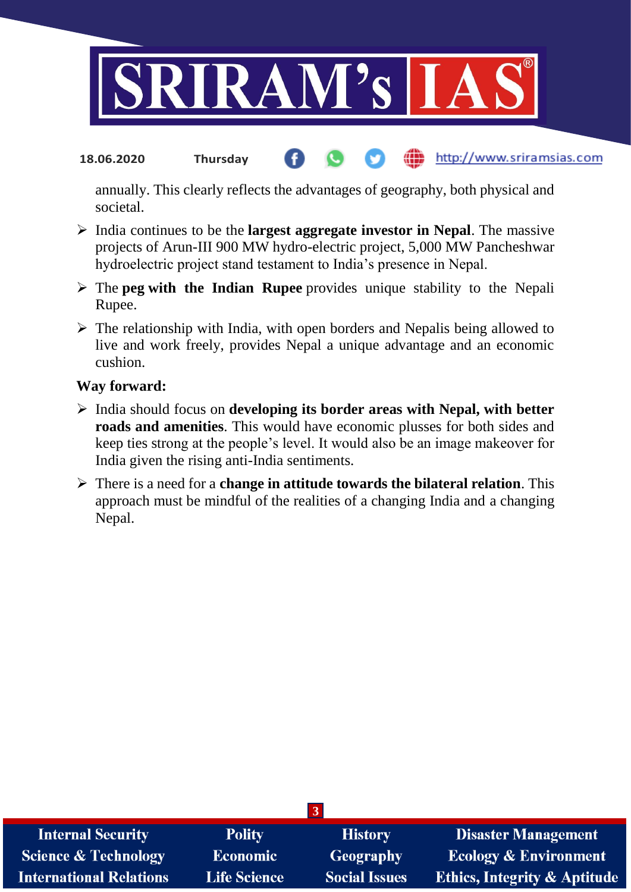annually. This clearly reflects the advantages of geography, both physical and societal.

- India continues to be the **largest aggregate investor in Nepal**. The massive projects of Arun-III 900 MW hydro-electric project, 5,000 MW Pancheshwar hydroelectric project stand testament to India's presence in Nepal.
- The **peg with the Indian Rupee** provides unique stability to the Nepali Rupee.
- The relationship with India, with open borders and Nepalis being allowed to live and work freely, provides Nepal a unique advantage and an economic cushion.

**Way forward:**

- India should focus on **developing its border areas with Nepal, with better roads and amenities**. This would have economic plusses for both sides and keep ties strong at the people's level. It would also be an image makeover for India given the rising anti-India sentiments.
- There is a need for a **change in attitude towards the bilateral relation**. This approach must be mindful of the realities of a changing India and a changing Nepal.